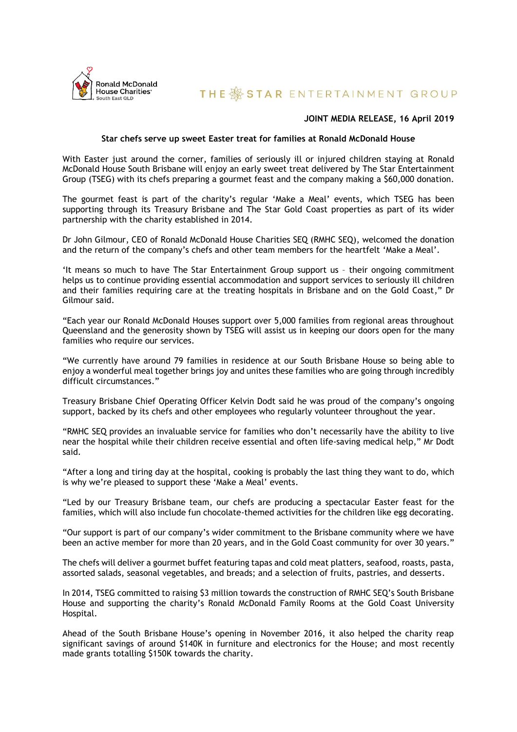Ronald McDonald House Charities South East QLD

THE STAR ENTERTAINMENT GROUP

**JOINT MEDIA RELEASE, 16 April 2019**

**Star chefs serve up sweet Easter treat for families at Ronald McDonald House**

With Easter just around the corner, families of seriously ill or injured children staying at Ronald McDonald House South Brisbane will enjoy an early sweet treat delivered by The Star Entertainment Group (TSEG) with its chefs preparing a gourmet feast and the company making a $60,000 donation.

The gourmet feast is part of the charity's regular 'Make a Meal' events, which TSEG has been supporting through its Treasury Brisbane and The Star Gold Coast properties as part of its wider partnership with the charity established in 2014.

Dr John Gilmour, CEO of Ronald McDonald House Charities SEQ (RMHC SEQ), welcomed the donation and the return of the company's chefs and other team members for the heartfelt 'Make a Meal'.

'It means so much to have The Star Entertainment Group support us – their ongoing commitment helps us to continue providing essential accommodation and support services to seriously ill children and their families requiring care at the treating hospitals in Brisbane and on the Gold Coast," Dr Gilmour said.

"Each year our Ronald McDonald Houses support over 5,000 families from regional areas throughout Queensland and the generosity shown by TSEG will assist us in keeping our doors open for the many families who require our services.

"We currently have around 79 families in residence at our South Brisbane House so being able to enjoy a wonderful meal together brings joy and unites these families who are going through incredibly difficult circumstances."

Treasury Brisbane Chief Operating Officer Kelvin Dodt said he was proud of the company's ongoing support, backed by its chefs and other employees who regularly volunteer throughout the year.

"RMHC SEQ provides an invaluable service for families who don't necessarily have the ability to live near the hospital while their children receive essential and often life-saving medical help," Mr Dodt said.

"After a long and tiring day at the hospital, cooking is probably the last thing they want to do, which is why we're pleased to support these 'Make a Meal' events.

"Led by our Treasury Brisbane team, our chefs are producing a spectacular Easter feast for the families, which will also include fun chocolate-themed activities for the children like egg decorating.

"Our support is part of our company's wider commitment to the Brisbane community where we have been an active member for more than 20 years, and in the Gold Coast community for over 30 years."

The chefs will deliver a gourmet buffet featuring tapas and cold meat platters, seafood, roasts, pasta, assorted salads, seasonal vegetables, and breads; and a selection of fruits, pastries, and desserts.

In 2014, TSEG committed to raising $3 million towards the construction of RMHC SEQ's South Brisbane House and supporting the charity's Ronald McDonald Family Rooms at the Gold Coast University Hospital.

Ahead of the South Brisbane House's opening in November 2016, it also helped the charity reap significant savings of around $140K in furniture and electronics for the House; and most recently made grants totalling $150K towards the charity.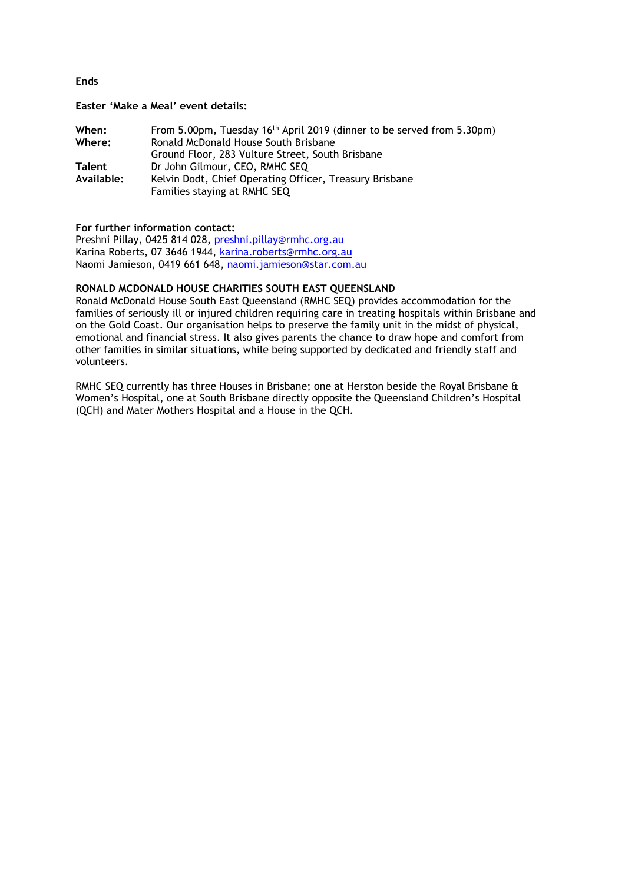**Ends**

**Easter 'Make a Meal' event details:**

| | |
|---|---|
| **When:** | From 5.00pm, Tuesday 16th April 2019 (dinner to be served from 5.30pm) |
| **Where:** | Ronald McDonald House South Brisbane<br>Ground Floor, 283 Vulture Street, South Brisbane |
| **Talent Available:** | Dr John Gilmour, CEO, RMHC SEQ<br>Kelvin Dodt, Chief Operating Officer, Treasury Brisbane<br>Families staying at RMHC SEQ |

**For further information contact:**
Preshni Pillay, 0425 814 028, preshni.pillay@rmhc.org.au
Karina Roberts, 07 3646 1944, karina.roberts@rmhc.org.au
Naomi Jamieson, 0419 661 648, naomi.jamieson@star.com.au

**RONALD MCDONALD HOUSE CHARITIES SOUTH EAST QUEENSLAND**
Ronald McDonald House South East Queensland (RMHC SEQ) provides accommodation for the families of seriously ill or injured children requiring care in treating hospitals within Brisbane and on the Gold Coast. Our organisation helps to preserve the family unit in the midst of physical, emotional and financial stress. It also gives parents the chance to draw hope and comfort from other families in similar situations, while being supported by dedicated and friendly staff and volunteers.

RMHC SEQ currently has three Houses in Brisbane; one at Herston beside the Royal Brisbane & Women's Hospital, one at South Brisbane directly opposite the Queensland Children's Hospital (QCH) and Mater Mothers Hospital and a House in the QCH.